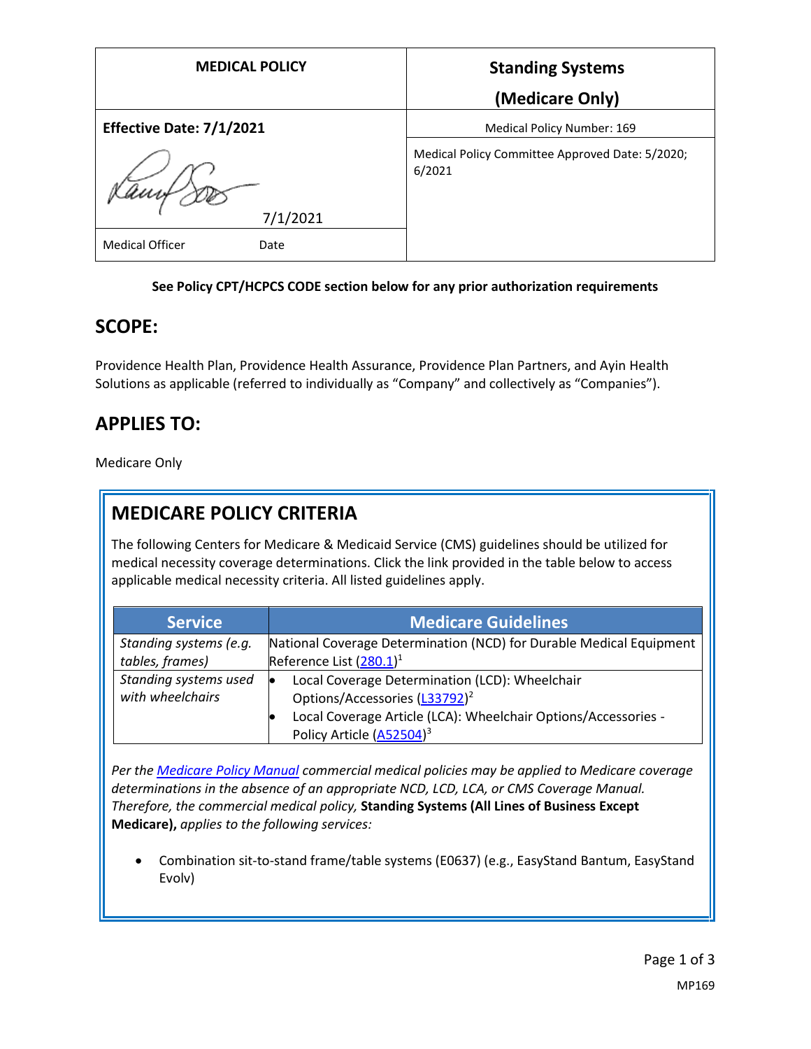| MEDICAL POLICY | Standing Systems (Medicare Only) |
|---|---|
| **Effective Date: 7/1/2021** | Medical Policy Number: 169 |
| 7/1/2021 | Medical Policy Committee Approved Date: 5/2020; 6/2021 |
| Medical Officer Date | |

**See Policy CPT/HCPCS CODE section below for any prior authorization requirements**

## SCOPE:

Providence Health Plan, Providence Health Assurance, Providence Plan Partners, and Ayin Health Solutions as applicable (referred to individually as "Company" and collectively as "Companies").

## APPLIES TO:

Medicare Only

## MEDICARE POLICY CRITERIA

The following Centers for Medicare & Medicaid Service (CMS) guidelines should be utilized for medical necessity coverage determinations. Click the link provided in the table below to access applicable medical necessity criteria. All listed guidelines apply.

| Service | Medicare Guidelines |
|---|---|
| *Standing systems (e.g. tables, frames)* | National Coverage Determination (NCD) for Durable Medical Equipment Reference List (280.1)[1] |
| *Standing systems used with wheelchairs* | • Local Coverage Determination (LCD): Wheelchair Options/Accessories (L33792)[2] <br> • Local Coverage Article (LCA): Wheelchair Options/Accessories - Policy Article (A52504)[3] |

*Per the Medicare Policy Manual commercial medical policies may be applied to Medicare coverage determinations in the absence of an appropriate NCD, LCD, LCA, or CMS Coverage Manual. Therefore, the commercial medical policy,* **Standing Systems (All Lines of Business Except Medicare),** *applies to the following services:*

- Combination sit-to-stand frame/table systems (E0637) (e.g., EasyStand Bantum, EasyStand Evolv)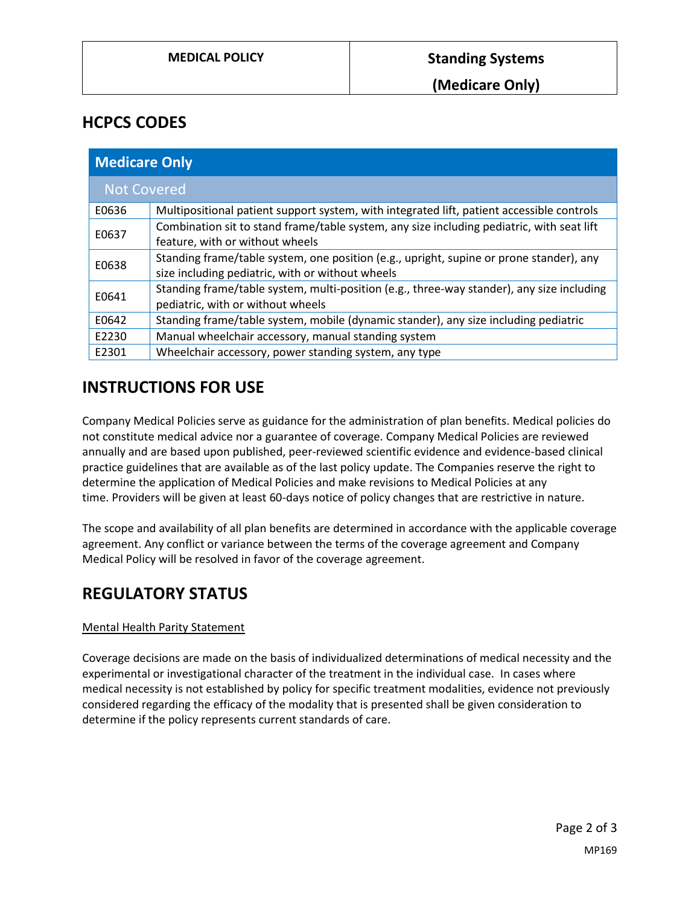## HCPCS CODES

| Medicare Only | |
|---|---|
| Not Covered | |
| E0636 | Multipositional patient support system, with integrated lift, patient accessible controls |
| E0637 | Combination sit to stand frame/table system, any size including pediatric, with seat lift feature, with or without wheels |
| E0638 | Standing frame/table system, one position (e.g., upright, supine or prone stander), any size including pediatric, with or without wheels |
| E0641 | Standing frame/table system, multi-position (e.g., three-way stander), any size including pediatric, with or without wheels |
| E0642 | Standing frame/table system, mobile (dynamic stander), any size including pediatric |
| E2230 | Manual wheelchair accessory, manual standing system |
| E2301 | Wheelchair accessory, power standing system, any type |

## INSTRUCTIONS FOR USE

Company Medical Policies serve as guidance for the administration of plan benefits. Medical policies do not constitute medical advice nor a guarantee of coverage. Company Medical Policies are reviewed annually and are based upon published, peer-reviewed scientific evidence and evidence-based clinical practice guidelines that are available as of the last policy update. The Companies reserve the right to determine the application of Medical Policies and make revisions to Medical Policies at any time. Providers will be given at least 60-days notice of policy changes that are restrictive in nature.

The scope and availability of all plan benefits are determined in accordance with the applicable coverage agreement. Any conflict or variance between the terms of the coverage agreement and Company Medical Policy will be resolved in favor of the coverage agreement.

## REGULATORY STATUS

Mental Health Parity Statement

Coverage decisions are made on the basis of individualized determinations of medical necessity and the experimental or investigational character of the treatment in the individual case. In cases where medical necessity is not established by policy for specific treatment modalities, evidence not previously considered regarding the efficacy of the modality that is presented shall be given consideration to determine if the policy represents current standards of care.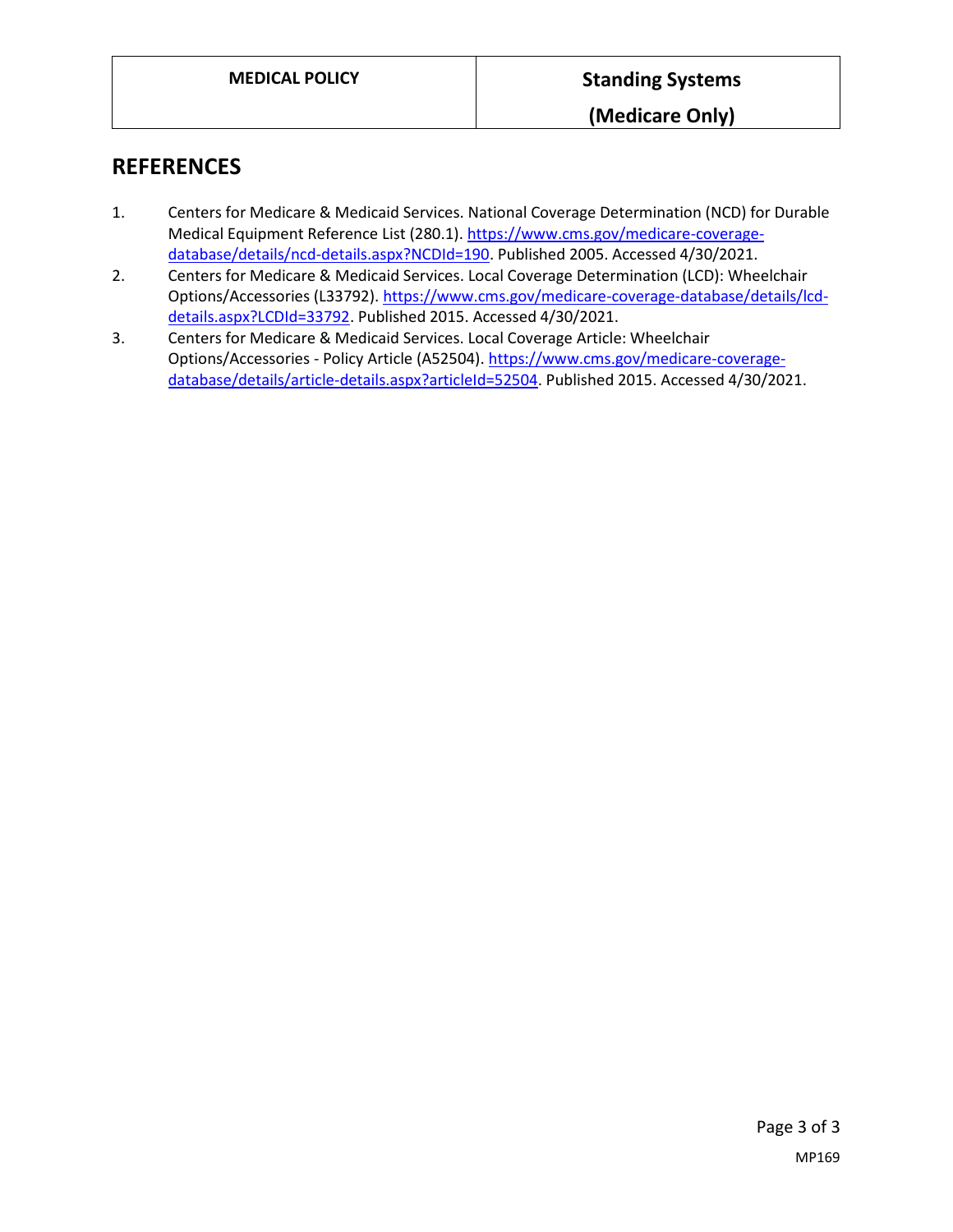## REFERENCES

1. Centers for Medicare & Medicaid Services. National Coverage Determination (NCD) for Durable Medical Equipment Reference List (280.1). https://www.cms.gov/medicare-coverage-database/details/ncd-details.aspx?NCDId=190. Published 2005. Accessed 4/30/2021.
2. Centers for Medicare & Medicaid Services. Local Coverage Determination (LCD): Wheelchair Options/Accessories (L33792). https://www.cms.gov/medicare-coverage-database/details/lcd-details.aspx?LCDId=33792. Published 2015. Accessed 4/30/2021.
3. Centers for Medicare & Medicaid Services. Local Coverage Article: Wheelchair Options/Accessories - Policy Article (A52504). https://www.cms.gov/medicare-coverage-database/details/article-details.aspx?articleId=52504. Published 2015. Accessed 4/30/2021.